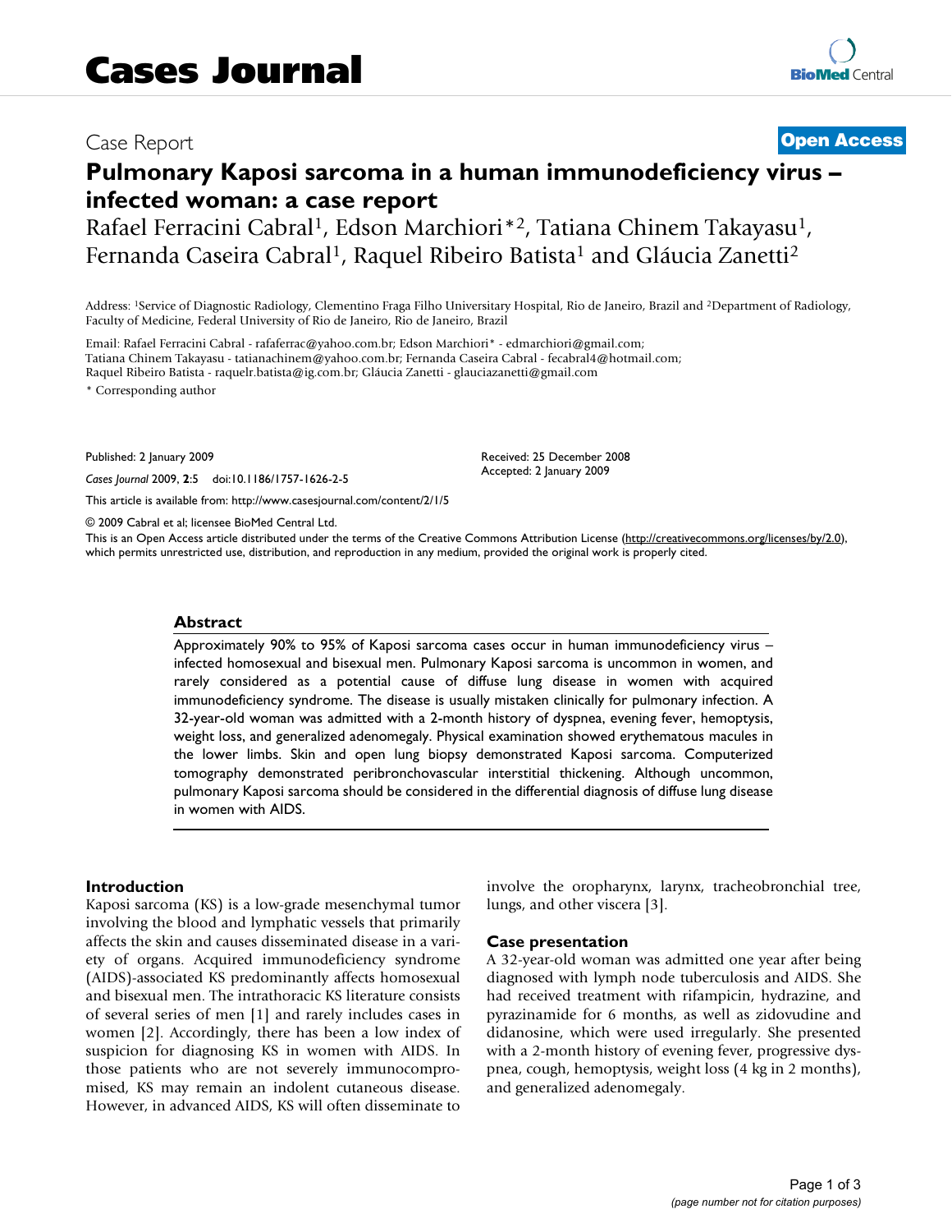# Cases Journal

Case Report **Open Access**

# Pulmonary Kaposi sarcoma in a human immunodeficiency virus – infected woman: a case report

Rafael Ferracini Cabral[1], Edson Marchiori*[2], Tatiana Chinem Takayasu[1], Fernanda Caseira Cabral[1], Raquel Ribeiro Batista[1] and Gláucia Zanetti[2]

Address: [1]Service of Diagnostic Radiology, Clementino Fraga Filho Universitary Hospital, Rio de Janeiro, Brazil and [2]Department of Radiology, Faculty of Medicine, Federal University of Rio de Janeiro, Rio de Janeiro, Brazil

Email: Rafael Ferracini Cabral - rafaferrac@yahoo.com.br; Edson Marchiori* - edmarchiori@gmail.com; Tatiana Chinem Takayasu - tatianachinem@yahoo.com.br; Fernanda Caseira Cabral - fecabral4@hotmail.com; Raquel Ribeiro Batista - raquelr.batista@ig.com.br; Gláucia Zanetti - glauciazanetti@gmail.com

* Corresponding author

Published: 2 January 2009

*Cases Journal* 2009, **2**:5 doi:10.1186/1757-1626-2-5

Received: 25 December 2008
Accepted: 2 January 2009

This article is available from: http://www.casesjournal.com/content/2/1/5

© 2009 Cabral et al; licensee BioMed Central Ltd.

This is an Open Access article distributed under the terms of the Creative Commons Attribution License (http://creativecommons.org/licenses/by/2.0), which permits unrestricted use, distribution, and reproduction in any medium, provided the original work is properly cited.

## Abstract

Approximately 90% to 95% of Kaposi sarcoma cases occur in human immunodeficiency virus – infected homosexual and bisexual men. Pulmonary Kaposi sarcoma is uncommon in women, and rarely considered as a potential cause of diffuse lung disease in women with acquired immunodeficiency syndrome. The disease is usually mistaken clinically for pulmonary infection. A 32-year-old woman was admitted with a 2-month history of dyspnea, evening fever, hemoptysis, weight loss, and generalized adenomegaly. Physical examination showed erythematous macules in the lower limbs. Skin and open lung biopsy demonstrated Kaposi sarcoma. Computerized tomography demonstrated peribronchovascular interstitial thickening. Although uncommon, pulmonary Kaposi sarcoma should be considered in the differential diagnosis of diffuse lung disease in women with AIDS.

## Introduction

Kaposi sarcoma (KS) is a low-grade mesenchymal tumor involving the blood and lymphatic vessels that primarily affects the skin and causes disseminated disease in a variety of organs. Acquired immunodeficiency syndrome (AIDS)-associated KS predominantly affects homosexual and bisexual men. The intrathoracic KS literature consists of several series of men [1] and rarely includes cases in women [2]. Accordingly, there has been a low index of suspicion for diagnosing KS in women with AIDS. In those patients who are not severely immunocompromised, KS may remain an indolent cutaneous disease. However, in advanced AIDS, KS will often disseminate to involve the oropharynx, larynx, tracheobronchial tree, lungs, and other viscera [3].

## Case presentation

A 32-year-old woman was admitted one year after being diagnosed with lymph node tuberculosis and AIDS. She had received treatment with rifampicin, hydrazine, and pyrazinamide for 6 months, as well as zidovudine and didanosine, which were used irregularly. She presented with a 2-month history of evening fever, progressive dyspnea, cough, hemoptysis, weight loss (4 kg in 2 months), and generalized adenomegaly.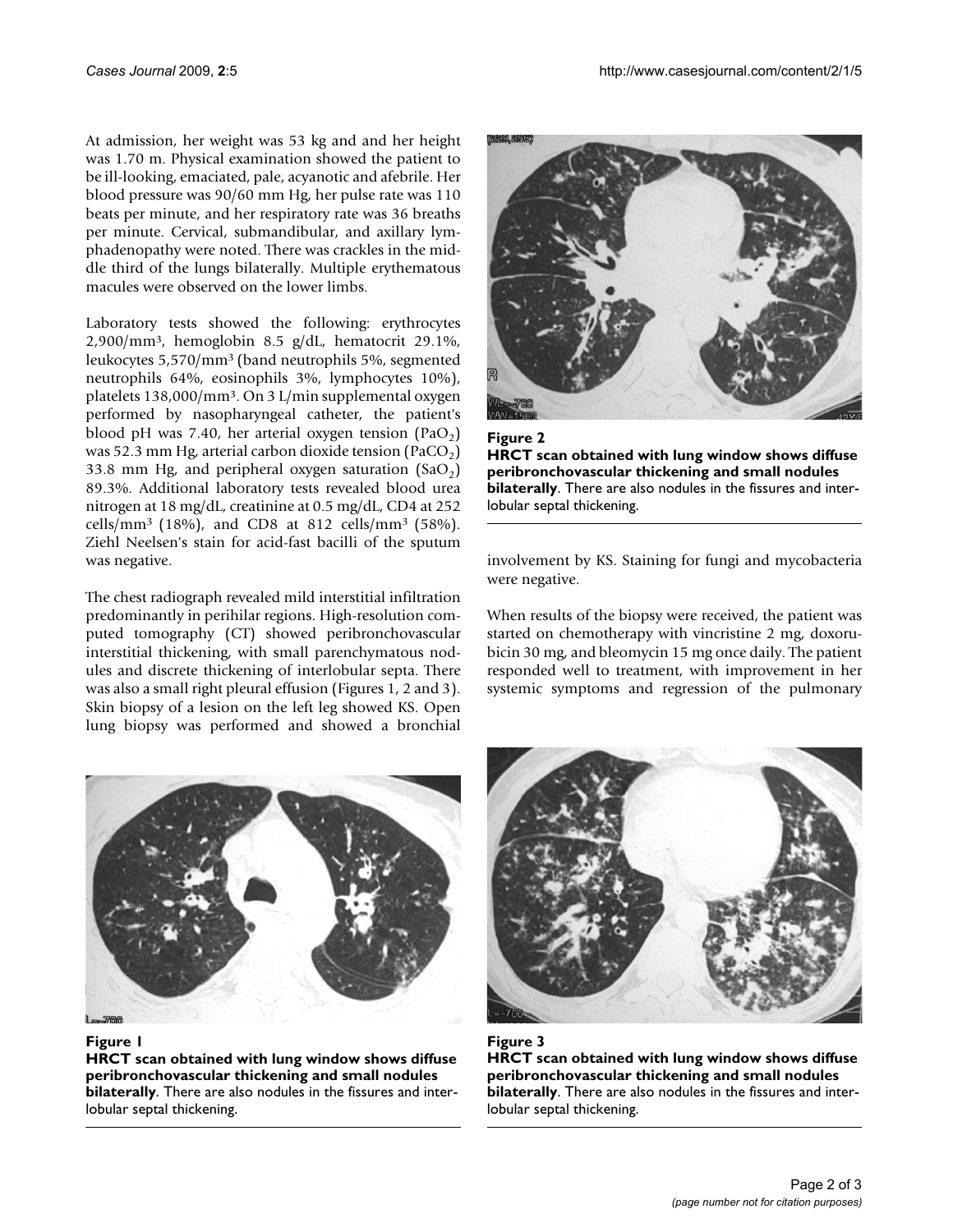At admission, her weight was 53 kg and and her height was 1.70 m. Physical examination showed the patient to be ill-looking, emaciated, pale, acyanotic and afebrile. Her blood pressure was 90/60 mm Hg, her pulse rate was 110 beats per minute, and her respiratory rate was 36 breaths per minute. Cervical, submandibular, and axillary lymphadenopathy were noted. There was crackles in the middle third of the lungs bilaterally. Multiple erythematous macules were observed on the lower limbs.

Laboratory tests showed the following: erythrocytes 2,900/$mm^3$, hemoglobin 8.5 g/dL, hematocrit 29.1%, leukocytes 5,570/$mm^3$ (band neutrophils 5%, segmented neutrophils 64%, eosinophils 3%, lymphocytes 10%), platelets 138,000/$mm^3$. On 3 L/min supplemental oxygen performed by nasopharyngeal catheter, the patient's blood pH was 7.40, her arterial oxygen tension ($PaO_2$) was 52.3 mm Hg, arterial carbon dioxide tension ($PaCO_2$) 33.8 mm Hg, and peripheral oxygen saturation ($SaO_2$) 89.3%. Additional laboratory tests revealed blood urea nitrogen at 18 mg/dL, creatinine at 0.5 mg/dL, CD4 at 252 cells/$mm^3$ (18%), and CD8 at 812 cells/$mm^3$ (58%). Ziehl Neelsen's stain for acid-fast bacilli of the sputum was negative.

The chest radiograph revealed mild interstitial infiltration predominantly in perihilar regions. High-resolution computed tomography (CT) showed peribronchovascular interstitial thickening, with small parenchymatous nodules and discrete thickening of interlobular septa. There was also a small right pleural effusion (Figures 1, 2 and 3). Skin biopsy of a lesion on the left leg showed KS. Open lung biopsy was performed and showed a bronchial involvement by KS. Staining for fungi and mycobacteria were negative.

When results of the biopsy were received, the patient was started on chemotherapy with vincristine 2 mg, doxorubicin 30 mg, and bleomycin 15 mg once daily. The patient responded well to treatment, with improvement in her systemic symptoms and regression of the pulmonary

**Figure 1**
**HRCT scan obtained with lung window shows diffuse peribronchovascular thickening and small nodules bilaterally**. There are also nodules in the fissures and interlobular septal thickening.

**Figure 2**
**HRCT scan obtained with lung window shows diffuse peribronchovascular thickening and small nodules bilaterally**. There are also nodules in the fissures and interlobular septal thickening.

**Figure 3**
**HRCT scan obtained with lung window shows diffuse peribronchovascular thickening and small nodules bilaterally**. There are also nodules in the fissures and interlobular septal thickening.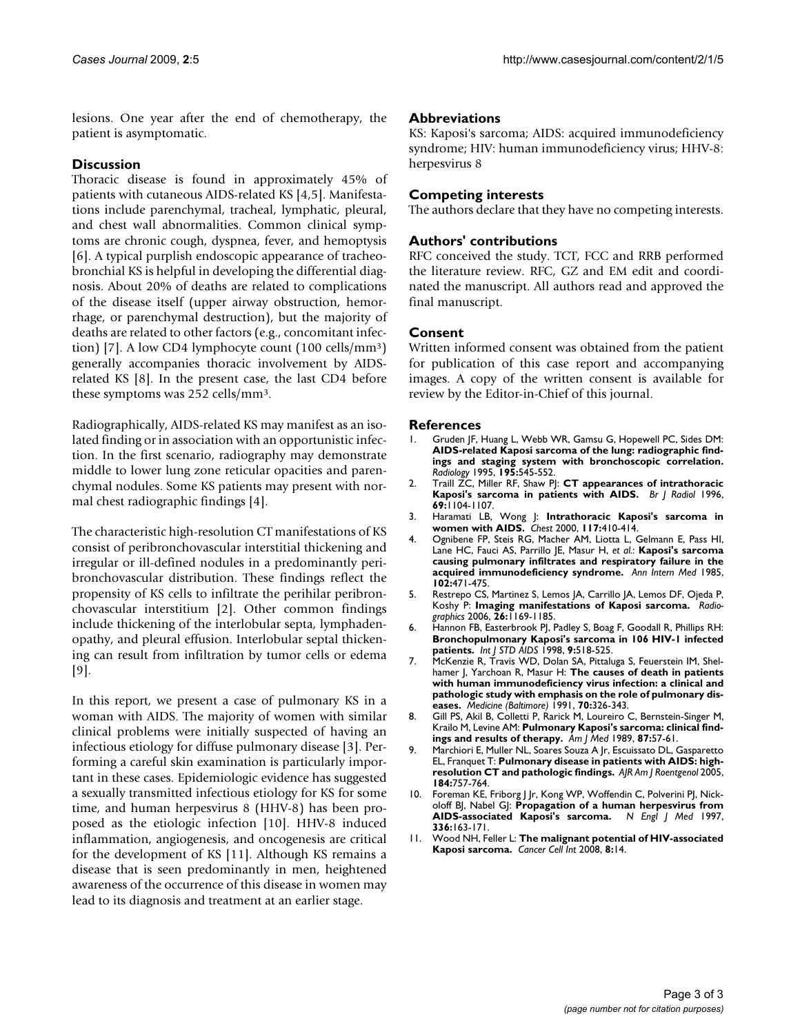lesions. One year after the end of chemotherapy, the patient is asymptomatic.

## Discussion

Thoracic disease is found in approximately 45% of patients with cutaneous AIDS-related KS [4,5]. Manifestations include parenchymal, tracheal, lymphatic, pleural, and chest wall abnormalities. Common clinical symptoms are chronic cough, dyspnea, fever, and hemoptysis [6]. A typical purplish endoscopic appearance of tracheobronchial KS is helpful in developing the differential diagnosis. About 20% of deaths are related to complications of the disease itself (upper airway obstruction, hemorrhage, or parenchymal destruction), but the majority of deaths are related to other factors (e.g., concomitant infection) [7]. A low CD4 lymphocyte count (100 cells/mm³) generally accompanies thoracic involvement by AIDS-related KS [8]. In the present case, the last CD4 before these symptoms was 252 cells/mm³.

Radiographically, AIDS-related KS may manifest as an isolated finding or in association with an opportunistic infection. In the first scenario, radiography may demonstrate middle to lower lung zone reticular opacities and parenchymal nodules. Some KS patients may present with normal chest radiographic findings [4].

The characteristic high-resolution CT manifestations of KS consist of peribronchovascular interstitial thickening and irregular or ill-defined nodules in a predominantly peribronchovascular distribution. These findings reflect the propensity of KS cells to infiltrate the perihilar peribronchovascular interstitium [2]. Other common findings include thickening of the interlobular septa, lymphadenopathy, and pleural effusion. Interlobular septal thickening can result from infiltration by tumor cells or edema [9].

In this report, we present a case of pulmonary KS in a woman with AIDS. The majority of women with similar clinical problems were initially suspected of having an infectious etiology for diffuse pulmonary disease [3]. Performing a careful skin examination is particularly important in these cases. Epidemiologic evidence has suggested a sexually transmitted infectious etiology for KS for some time, and human herpesvirus 8 (HHV-8) has been proposed as the etiologic infection [10]. HHV-8 induced inflammation, angiogenesis, and oncogenesis are critical for the development of KS [11]. Although KS remains a disease that is seen predominantly in men, heightened awareness of the occurrence of this disease in women may lead to its diagnosis and treatment at an earlier stage.

## Abbreviations

KS: Kaposi's sarcoma; AIDS: acquired immunodeficiency syndrome; HIV: human immunodeficiency virus; HHV-8: herpesvirus 8

## Competing interests

The authors declare that they have no competing interests.

## Authors' contributions

RFC conceived the study. TCT, FCC and RRB performed the literature review. RFC, GZ and EM edit and coordinated the manuscript. All authors read and approved the final manuscript.

## Consent

Written informed consent was obtained from the patient for publication of this case report and accompanying images. A copy of the written consent is available for review by the Editor-in-Chief of this journal.

## References

1. Gruden JF, Huang L, Webb WR, Gamsu G, Hopewell PC, Sides DM: **AIDS-related Kaposi sarcoma of the lung: radiographic findings and staging system with bronchoscopic correlation.** *Radiology* 1995, **195:**545-552.
2. Traill ZC, Miller RF, Shaw PJ: **CT appearances of intrathoracic Kaposi's sarcoma in patients with AIDS.** *Br J Radiol* 1996, **69:**1104-1107.
3. Haramati LB, Wong J: **Intrathoracic Kaposi's sarcoma in women with AIDS.** *Chest* 2000, **117:**410-414.
4. Ognibene FP, Steis RG, Macher AM, Liotta L, Gelmann E, Pass HI, Lane HC, Fauci AS, Parrillo JE, Masur H, *et al.*: **Kaposi's sarcoma causing pulmonary infiltrates and respiratory failure in the acquired immunodeficiency syndrome.** *Ann Intern Med* 1985, **102:**471-475.
5. Restrepo CS, Martinez S, Lemos JA, Carrillo JA, Lemos DF, Ojeda P, Koshy P: **Imaging manifestations of Kaposi sarcoma.** *Radiographics* 2006, **26:**1169-1185.
6. Hannon FB, Easterbrook PJ, Padley S, Boag F, Goodall R, Phillips RH: **Bronchopulmonary Kaposi's sarcoma in 106 HIV-1 infected patients.** *Int J STD AIDS* 1998, **9:**518-525.
7. McKenzie R, Travis WD, Dolan SA, Pittaluga S, Feuerstein IM, Shelhamer J, Yarchoan R, Masur H: **The causes of death in patients with human immunodeficiency virus infection: a clinical and pathologic study with emphasis on the role of pulmonary diseases.** *Medicine (Baltimore)* 1991, **70:**326-343.
8. Gill PS, Akil B, Colletti P, Rarick M, Loureiro C, Bernstein-Singer M, Krailo M, Levine AM: **Pulmonary Kaposi's sarcoma: clinical findings and results of therapy.** *Am J Med* 1989, **87:**57-61.
9. Marchiori E, Muller NL, Soares Souza A Jr, Escuissato DL, Gasparetto EL, Franquet T: **Pulmonary disease in patients with AIDS: high-resolution CT and pathologic findings.** *AJR Am J Roentgenol* 2005, **184:**757-764.
10. Foreman KE, Friborg J Jr, Kong WP, Woffendin C, Polverini PJ, Nickoloff BJ, Nabel GJ: **Propagation of a human herpesvirus from AIDS-associated Kaposi's sarcoma.** *N Engl J Med* 1997, **336:**163-171.
11. Wood NH, Feller L: **The malignant potential of HIV-associated Kaposi sarcoma.** *Cancer Cell Int* 2008, **8:**14.